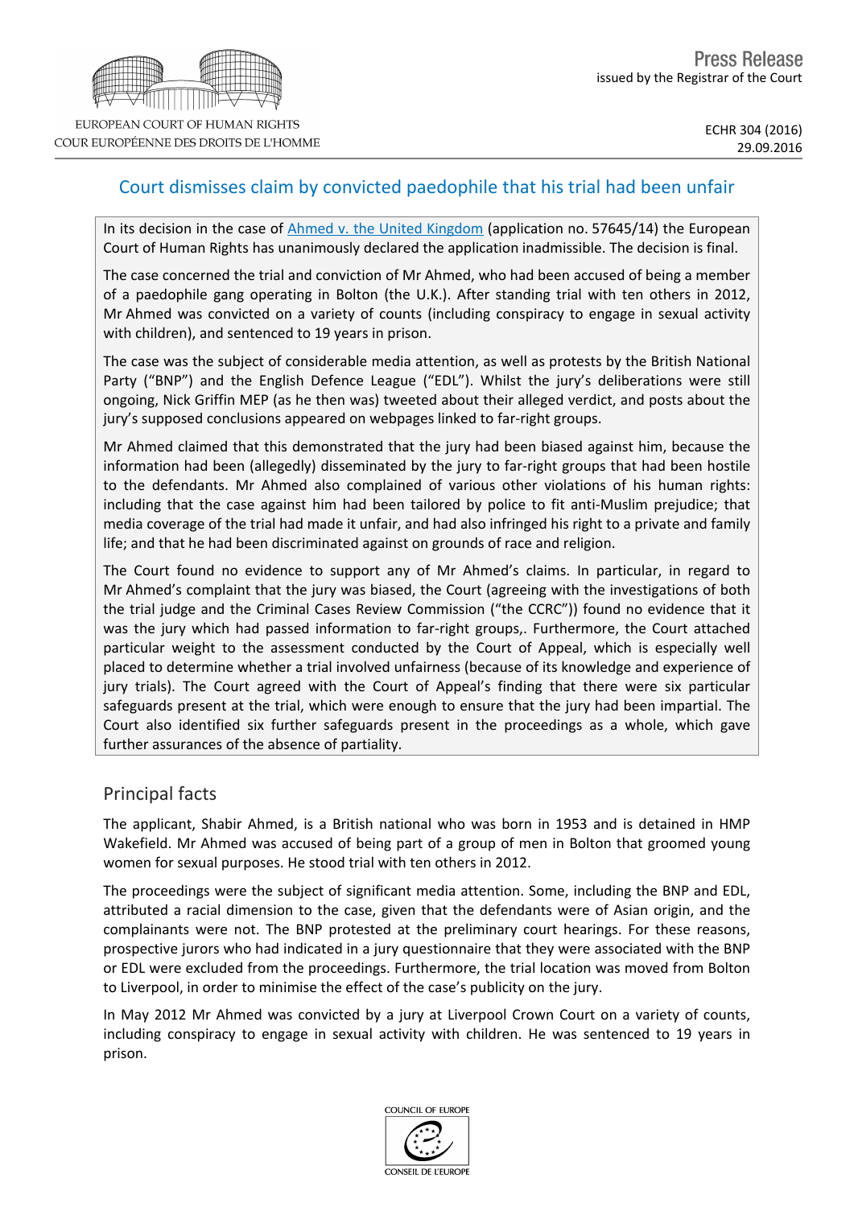EUROPEAN COURT OF HUMAN RIGHTS
COUR EUROPÉENNE DES DROITS DE L'HOMME

Press Release
issued by the Registrar of the Court

ECHR 304 (2016)
29.09.2016

# Court dismisses claim by convicted paedophile that his trial had been unfair

In its decision in the case of Ahmed v. the United Kingdom (application no. 57645/14) the European Court of Human Rights has unanimously declared the application inadmissible. The decision is final.

The case concerned the trial and conviction of Mr Ahmed, who had been accused of being a member of a paedophile gang operating in Bolton (the U.K.). After standing trial with ten others in 2012, Mr Ahmed was convicted on a variety of counts (including conspiracy to engage in sexual activity with children), and sentenced to 19 years in prison.

The case was the subject of considerable media attention, as well as protests by the British National Party ("BNP") and the English Defence League ("EDL"). Whilst the jury's deliberations were still ongoing, Nick Griffin MEP (as he then was) tweeted about their alleged verdict, and posts about the jury's supposed conclusions appeared on webpages linked to far-right groups.

Mr Ahmed claimed that this demonstrated that the jury had been biased against him, because the information had been (allegedly) disseminated by the jury to far-right groups that had been hostile to the defendants. Mr Ahmed also complained of various other violations of his human rights: including that the case against him had been tailored by police to fit anti-Muslim prejudice; that media coverage of the trial had made it unfair, and had also infringed his right to a private and family life; and that he had been discriminated against on grounds of race and religion.

The Court found no evidence to support any of Mr Ahmed's claims. In particular, in regard to Mr Ahmed's complaint that the jury was biased, the Court (agreeing with the investigations of both the trial judge and the Criminal Cases Review Commission ("the CCRC")) found no evidence that it was the jury which had passed information to far-right groups,. Furthermore, the Court attached particular weight to the assessment conducted by the Court of Appeal, which is especially well placed to determine whether a trial involved unfairness (because of its knowledge and experience of jury trials). The Court agreed with the Court of Appeal's finding that there were six particular safeguards present at the trial, which were enough to ensure that the jury had been impartial. The Court also identified six further safeguards present in the proceedings as a whole, which gave further assurances of the absence of partiality.

## Principal facts

The applicant, Shabir Ahmed, is a British national who was born in 1953 and is detained in HMP Wakefield. Mr Ahmed was accused of being part of a group of men in Bolton that groomed young women for sexual purposes. He stood trial with ten others in 2012.

The proceedings were the subject of significant media attention. Some, including the BNP and EDL, attributed a racial dimension to the case, given that the defendants were of Asian origin, and the complainants were not. The BNP protested at the preliminary court hearings. For these reasons, prospective jurors who had indicated in a jury questionnaire that they were associated with the BNP or EDL were excluded from the proceedings. Furthermore, the trial location was moved from Bolton to Liverpool, in order to minimise the effect of the case's publicity on the jury.

In May 2012 Mr Ahmed was convicted by a jury at Liverpool Crown Court on a variety of counts, including conspiracy to engage in sexual activity with children. He was sentenced to 19 years in prison.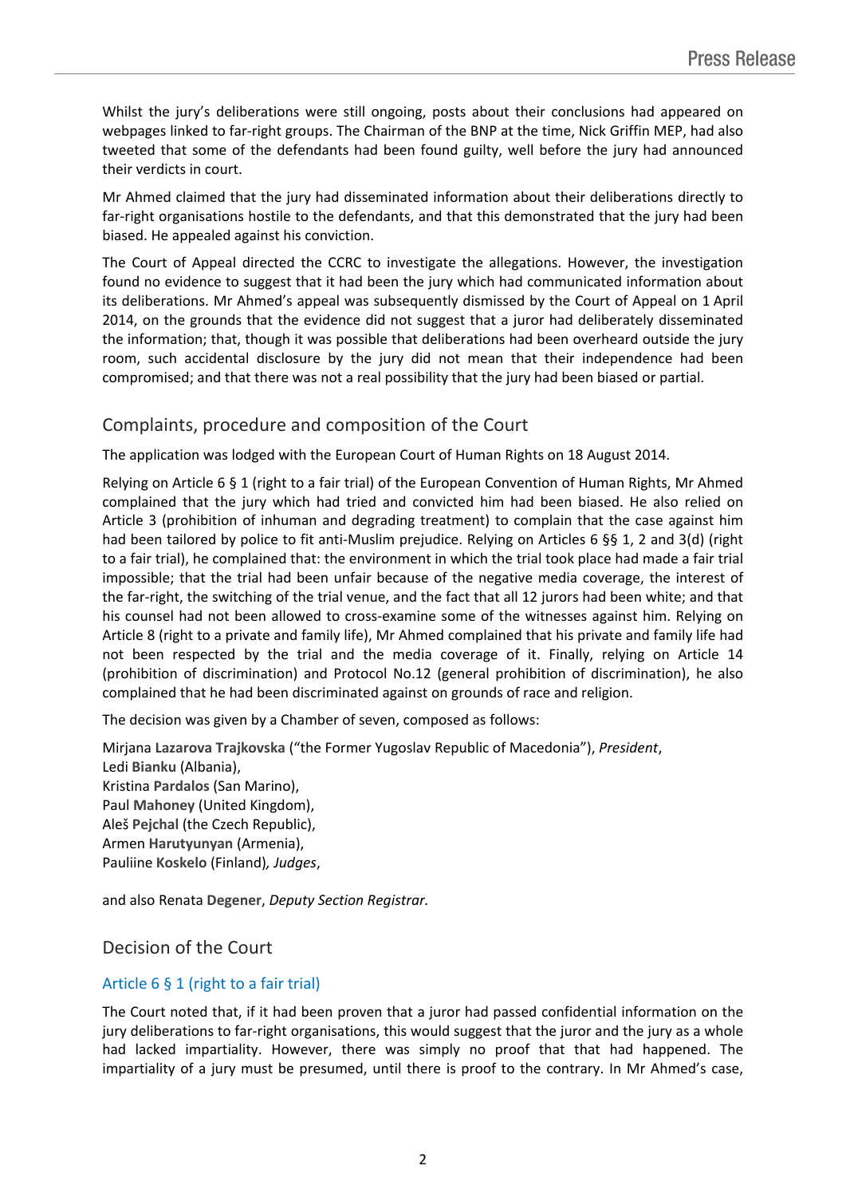Whilst the jury's deliberations were still ongoing, posts about their conclusions had appeared on webpages linked to far-right groups. The Chairman of the BNP at the time, Nick Griffin MEP, had also tweeted that some of the defendants had been found guilty, well before the jury had announced their verdicts in court.

Mr Ahmed claimed that the jury had disseminated information about their deliberations directly to far-right organisations hostile to the defendants, and that this demonstrated that the jury had been biased. He appealed against his conviction.

The Court of Appeal directed the CCRC to investigate the allegations. However, the investigation found no evidence to suggest that it had been the jury which had communicated information about its deliberations. Mr Ahmed's appeal was subsequently dismissed by the Court of Appeal on 1 April 2014, on the grounds that the evidence did not suggest that a juror had deliberately disseminated the information; that, though it was possible that deliberations had been overheard outside the jury room, such accidental disclosure by the jury did not mean that their independence had been compromised; and that there was not a real possibility that the jury had been biased or partial.

## Complaints, procedure and composition of the Court

The application was lodged with the European Court of Human Rights on 18 August 2014.

Relying on Article 6 § 1 (right to a fair trial) of the European Convention of Human Rights, Mr Ahmed complained that the jury which had tried and convicted him had been biased. He also relied on Article 3 (prohibition of inhuman and degrading treatment) to complain that the case against him had been tailored by police to fit anti-Muslim prejudice. Relying on Articles 6 §§ 1, 2 and 3(d) (right to a fair trial), he complained that: the environment in which the trial took place had made a fair trial impossible; that the trial had been unfair because of the negative media coverage, the interest of the far-right, the switching of the trial venue, and the fact that all 12 jurors had been white; and that his counsel had not been allowed to cross-examine some of the witnesses against him. Relying on Article 8 (right to a private and family life), Mr Ahmed complained that his private and family life had not been respected by the trial and the media coverage of it. Finally, relying on Article 14 (prohibition of discrimination) and Protocol No.12 (general prohibition of discrimination), he also complained that he had been discriminated against on grounds of race and religion.

The decision was given by a Chamber of seven, composed as follows:

Mirjana **Lazarova Trajkovska** ("the Former Yugoslav Republic of Macedonia"), *President*,
Ledi **Bianku** (Albania),
Kristina **Pardalos** (San Marino),
Paul **Mahoney** (United Kingdom),
Aleš **Pejchal** (the Czech Republic),
Armen **Harutyunyan** (Armenia),
Pauliine **Koskelo** (Finland)*, Judges*,

and also Renata **Degener**, *Deputy Section Registrar.*

## Decision of the Court

### Article 6 § 1 (right to a fair trial)

The Court noted that, if it had been proven that a juror had passed confidential information on the jury deliberations to far-right organisations, this would suggest that the juror and the jury as a whole had lacked impartiality. However, there was simply no proof that that had happened. The impartiality of a jury must be presumed, until there is proof to the contrary. In Mr Ahmed's case,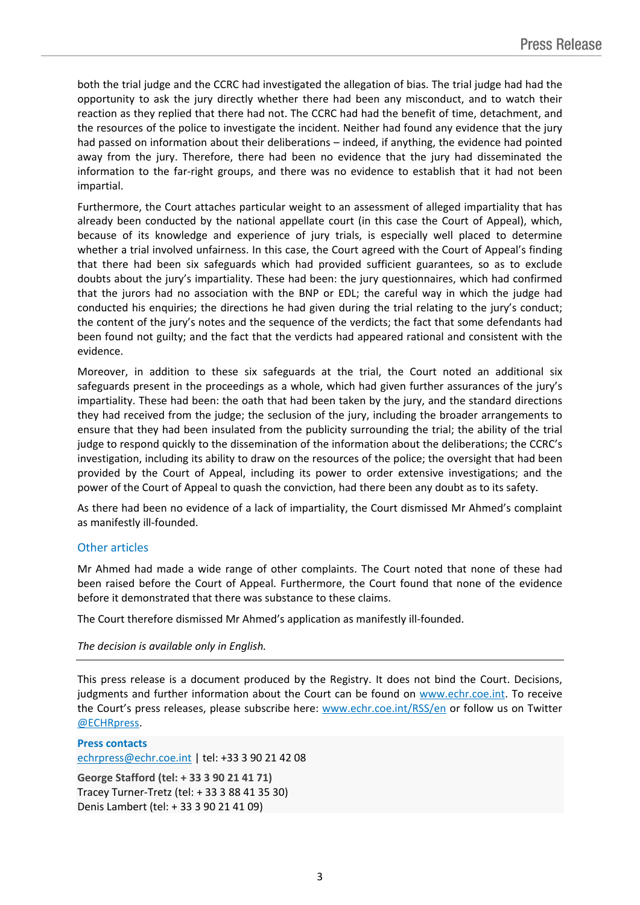both the trial judge and the CCRC had investigated the allegation of bias. The trial judge had had the opportunity to ask the jury directly whether there had been any misconduct, and to watch their reaction as they replied that there had not. The CCRC had had the benefit of time, detachment, and the resources of the police to investigate the incident. Neither had found any evidence that the jury had passed on information about their deliberations – indeed, if anything, the evidence had pointed away from the jury. Therefore, there had been no evidence that the jury had disseminated the information to the far-right groups, and there was no evidence to establish that it had not been impartial.

Furthermore, the Court attaches particular weight to an assessment of alleged impartiality that has already been conducted by the national appellate court (in this case the Court of Appeal), which, because of its knowledge and experience of jury trials, is especially well placed to determine whether a trial involved unfairness. In this case, the Court agreed with the Court of Appeal's finding that there had been six safeguards which had provided sufficient guarantees, so as to exclude doubts about the jury's impartiality. These had been: the jury questionnaires, which had confirmed that the jurors had no association with the BNP or EDL; the careful way in which the judge had conducted his enquiries; the directions he had given during the trial relating to the jury's conduct; the content of the jury's notes and the sequence of the verdicts; the fact that some defendants had been found not guilty; and the fact that the verdicts had appeared rational and consistent with the evidence.

Moreover, in addition to these six safeguards at the trial, the Court noted an additional six safeguards present in the proceedings as a whole, which had given further assurances of the jury's impartiality. These had been: the oath that had been taken by the jury, and the standard directions they had received from the judge; the seclusion of the jury, including the broader arrangements to ensure that they had been insulated from the publicity surrounding the trial; the ability of the trial judge to respond quickly to the dissemination of the information about the deliberations; the CCRC's investigation, including its ability to draw on the resources of the police; the oversight that had been provided by the Court of Appeal, including its power to order extensive investigations; and the power of the Court of Appeal to quash the conviction, had there been any doubt as to its safety.

As there had been no evidence of a lack of impartiality, the Court dismissed Mr Ahmed's complaint as manifestly ill-founded.

## Other articles

Mr Ahmed had made a wide range of other complaints. The Court noted that none of these had been raised before the Court of Appeal. Furthermore, the Court found that none of the evidence before it demonstrated that there was substance to these claims.

The Court therefore dismissed Mr Ahmed's application as manifestly ill-founded.

*The decision is available only in English.*

---

This press release is a document produced by the Registry. It does not bind the Court. Decisions, judgments and further information about the Court can be found on www.echr.coe.int. To receive the Court's press releases, please subscribe here: www.echr.coe.int/RSS/en or follow us on Twitter @ECHRpress.

**Press contacts**
echrpress@echr.coe.int | tel: +33 3 90 21 42 08

**George Stafford (tel: + 33 3 90 21 41 71)**
Tracey Turner-Tretz (tel: + 33 3 88 41 35 30)
Denis Lambert (tel: + 33 3 90 21 41 09)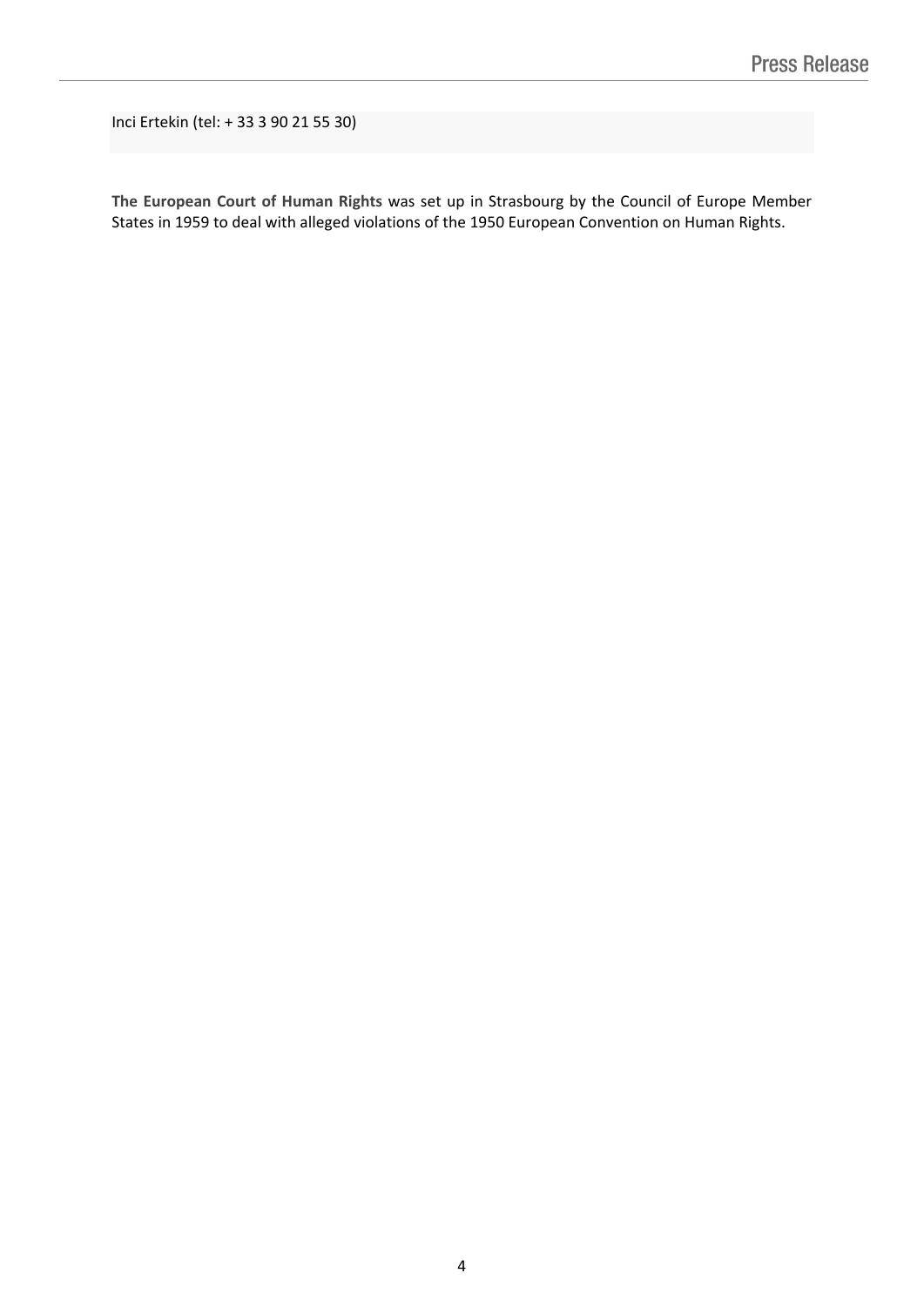Inci Ertekin (tel: + 33 3 90 21 55 30)

**The European Court of Human Rights** was set up in Strasbourg by the Council of Europe Member States in 1959 to deal with alleged violations of the 1950 European Convention on Human Rights.